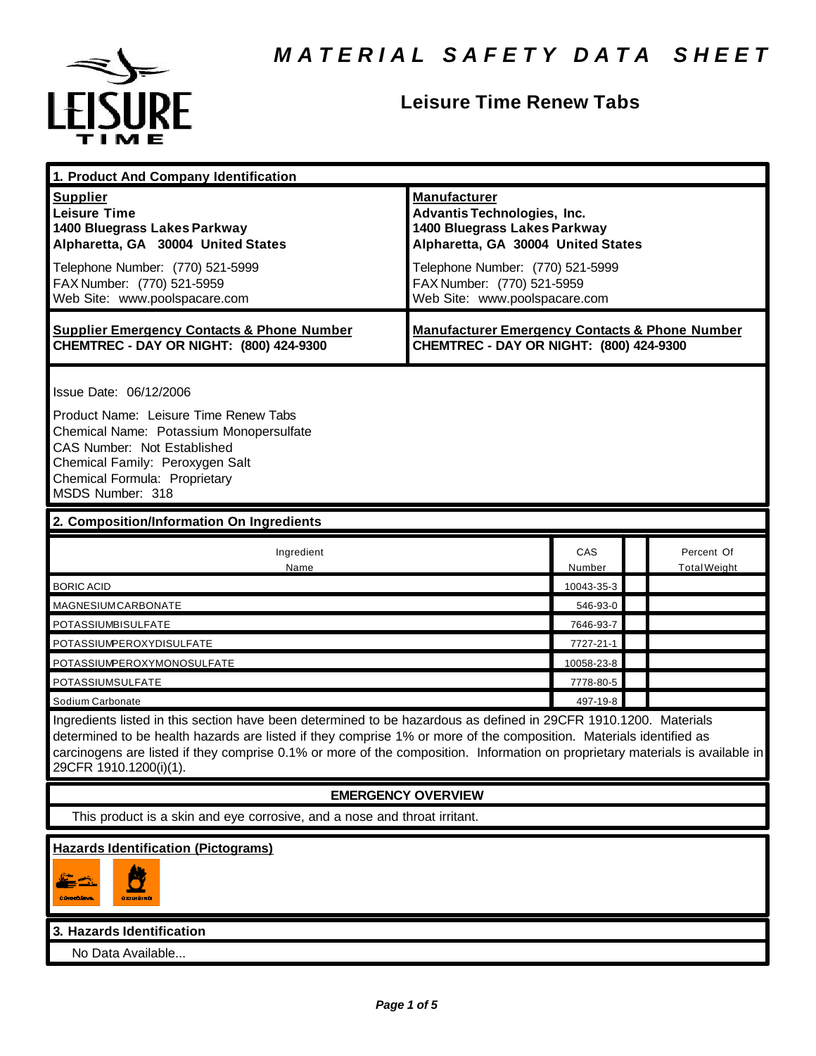# MATERIAL SAFETY DATA SHEET

## Leisure Time Renew Tabs

### 1. Product And Company Identification

| **Supplier** | **Manufacturer** |
|---|---|
| **Leisure Time**<br>**1400 Bluegrass Lakes Parkway**<br>**Alpharetta, GA 30004 United States** | **Advantis Technologies, Inc.**<br>**1400 Bluegrass Lakes Parkway**<br>**Alpharetta, GA 30004 United States** |
| Telephone Number: (770) 521-5999<br>FAX Number: (770) 521-5959<br>Web Site: www.poolspacare.com | Telephone Number: (770) 521-5999<br>FAX Number: (770) 521-5959<br>Web Site: www.poolspacare.com |
| **Supplier Emergency Contacts & Phone Number**<br>**CHEMTREC - DAY OR NIGHT: (800) 424-9300** | **Manufacturer Emergency Contacts & Phone Number**<br>**CHEMTREC - DAY OR NIGHT: (800) 424-9300** |

Issue Date: 06/12/2006

Product Name: Leisure Time Renew Tabs
Chemical Name: Potassium Monopersulfate
CAS Number: Not Established
Chemical Family: Peroxygen Salt
Chemical Formula: Proprietary
MSDS Number: 318

### 2. Composition/Information On Ingredients

| Ingredient Name | CAS Number | | Percent Of Total Weight |
|---|---|---|---|
| BORIC ACID | 10043-35-3 | | |
| MAGNESIUM CARBONATE | 546-93-0 | | |
| POTASSIUMBISULFATE | 7646-93-7 | | |
| POTASSIUMPEROXYDISULFATE | 7727-21-1 | | |
| POTASSIUMPEROXYMONOSULFATE | 10058-23-8 | | |
| POTASSIUMSULFATE | 7778-80-5 | | |
| Sodium Carbonate | 497-19-8 | | |

Ingredients listed in this section have been determined to be hazardous as defined in 29CFR 1910.1200. Materials determined to be health hazards are listed if they comprise 1% or more of the composition. Materials identified as carcinogens are listed if they comprise 0.1% or more of the composition. Information on proprietary materials is available in 29CFR 1910.1200(i)(1).

**EMERGENCY OVERVIEW**

This product is a skin and eye corrosive, and a nose and throat irritant.

**Hazards Identification (Pictograms)**

### 3. Hazards Identification

No Data Available...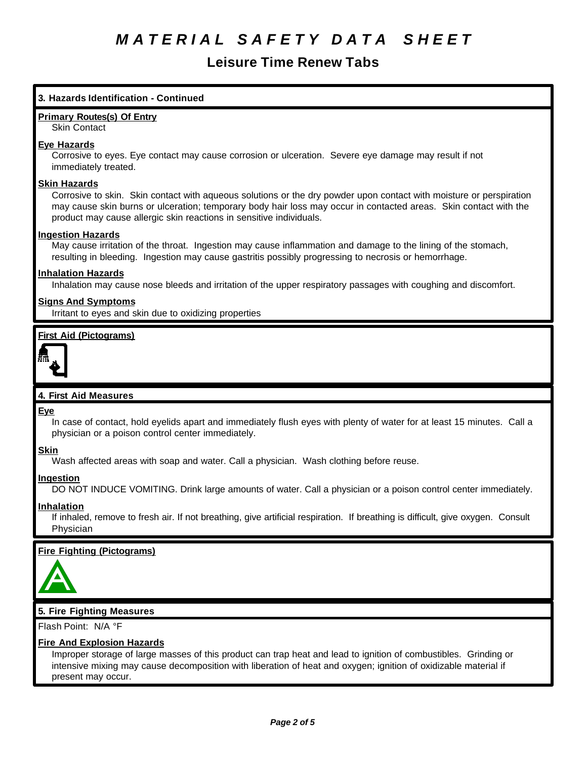# *MATERIAL SAFETY DATA SHEET*

## Leisure Time Renew Tabs

### 3. Hazards Identification - Continued

**Primary Routes(s) Of Entry**

Skin Contact

**Eye Hazards**

Corrosive to eyes. Eye contact may cause corrosion or ulceration. Severe eye damage may result if not immediately treated.

**Skin Hazards**

Corrosive to skin. Skin contact with aqueous solutions or the dry powder upon contact with moisture or perspiration may cause skin burns or ulceration; temporary body hair loss may occur in contacted areas. Skin contact with the product may cause allergic skin reactions in sensitive individuals.

**Ingestion Hazards**

May cause irritation of the throat. Ingestion may cause inflammation and damage to the lining of the stomach, resulting in bleeding. Ingestion may cause gastritis possibly progressing to necrosis or hemorrhage.

**Inhalation Hazards**

Inhalation may cause nose bleeds and irritation of the upper respiratory passages with coughing and discomfort.

**Signs And Symptoms**

Irritant to eyes and skin due to oxidizing properties

**First Aid (Pictograms)**

### 4. First Aid Measures

**Eye**

In case of contact, hold eyelids apart and immediately flush eyes with plenty of water for at least 15 minutes. Call a physician or a poison control center immediately.

**Skin**

Wash affected areas with soap and water. Call a physician. Wash clothing before reuse.

**Ingestion**

DO NOT INDUCE VOMITING. Drink large amounts of water. Call a physician or a poison control center immediately.

**Inhalation**

If inhaled, remove to fresh air. If not breathing, give artificial respiration. If breathing is difficult, give oxygen. Consult Physician

**Fire Fighting (Pictograms)**

### 5. Fire Fighting Measures

Flash Point: N/A °F

**Fire And Explosion Hazards**

Improper storage of large masses of this product can trap heat and lead to ignition of combustibles. Grinding or intensive mixing may cause decomposition with liberation of heat and oxygen; ignition of oxidizable material if present may occur.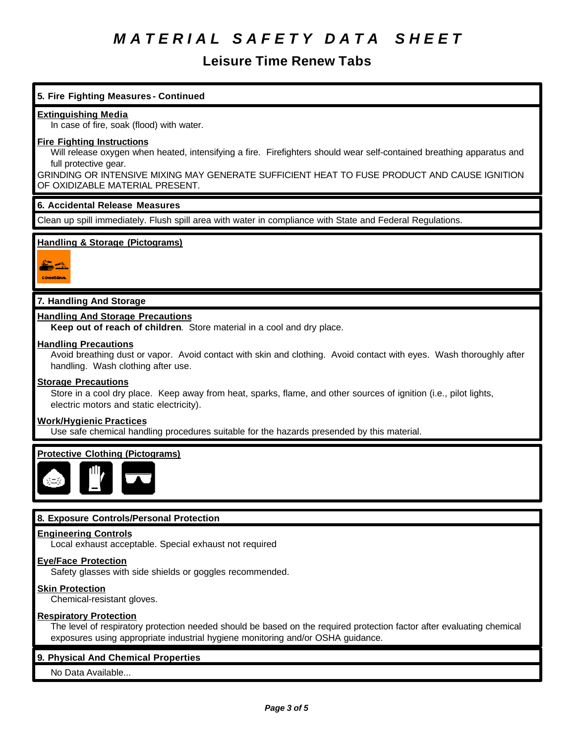# MATERIAL SAFETY DATA SHEET

## Leisure Time Renew Tabs

### 5. Fire Fighting Measures - Continued

**Extinguishing Media**

In case of fire, soak (flood) with water.

**Fire Fighting Instructions**

Will release oxygen when heated, intensifying a fire. Firefighters should wear self-contained breathing apparatus and full protective gear.

GRINDING OR INTENSIVE MIXING MAY GENERATE SUFFICIENT HEAT TO FUSE PRODUCT AND CAUSE IGNITION OF OXIDIZABLE MATERIAL PRESENT.

### 6. Accidental Release Measures

Clean up spill immediately. Flush spill area with water in compliance with State and Federal Regulations.

**Handling & Storage (Pictograms)**

CORROSIVE

### 7. Handling And Storage

**Handling And Storage Precautions**

**Keep out of reach of children**. Store material in a cool and dry place.

**Handling Precautions**

Avoid breathing dust or vapor. Avoid contact with skin and clothing. Avoid contact with eyes. Wash thoroughly after handling. Wash clothing after use.

**Storage Precautions**

Store in a cool dry place. Keep away from heat, sparks, flame, and other sources of ignition (i.e., pilot lights, electric motors and static electricity).

**Work/Hygienic Practices**

Use safe chemical handling procedures suitable for the hazards presended by this material.

**Protective Clothing (Pictograms)**

### 8. Exposure Controls/Personal Protection

**Engineering Controls**

Local exhaust acceptable. Special exhaust not required

**Eye/Face Protection**

Safety glasses with side shields or goggles recommended.

**Skin Protection**

Chemical-resistant gloves.

**Respiratory Protection**

The level of respiratory protection needed should be based on the required protection factor after evaluating chemical exposures using appropriate industrial hygiene monitoring and/or OSHA guidance.

### 9. Physical And Chemical Properties

No Data Available...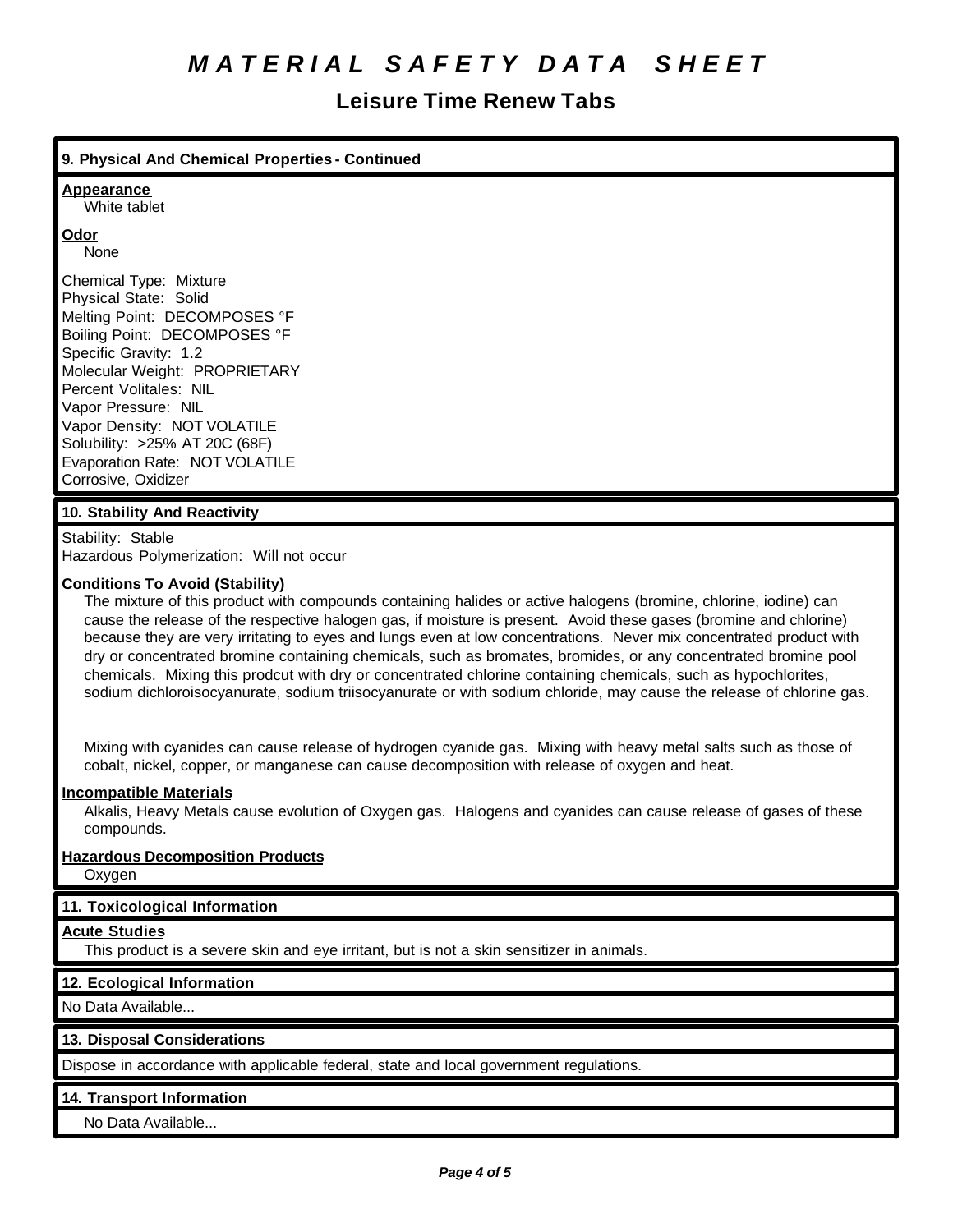# MATERIAL SAFETY DATA SHEET

## Leisure Time Renew Tabs

### 9. Physical And Chemical Properties - Continued

**Appearance**
White tablet

**Odor**
None

Chemical Type: Mixture
Physical State: Solid
Melting Point: DECOMPOSES °F
Boiling Point: DECOMPOSES °F
Specific Gravity: 1.2
Molecular Weight: PROPRIETARY
Percent Volitales: NIL
Vapor Pressure: NIL
Vapor Density: NOT VOLATILE
Solubility: >25% AT 20C (68F)
Evaporation Rate: NOT VOLATILE
Corrosive, Oxidizer

### 10. Stability And Reactivity

Stability: Stable
Hazardous Polymerization: Will not occur

**Conditions To Avoid (Stability)**
The mixture of this product with compounds containing halides or active halogens (bromine, chlorine, iodine) can cause the release of the respective halogen gas, if moisture is present. Avoid these gases (bromine and chlorine) because they are very irritating to eyes and lungs even at low concentrations. Never mix concentrated product with dry or concentrated bromine containing chemicals, such as bromates, bromides, or any concentrated bromine pool chemicals. Mixing this prodcut with dry or concentrated chlorine containing chemicals, such as hypochlorites, sodium dichloroisocyanurate, sodium triisocyanurate or with sodium chloride, may cause the release of chlorine gas.

Mixing with cyanides can cause release of hydrogen cyanide gas. Mixing with heavy metal salts such as those of cobalt, nickel, copper, or manganese can cause decomposition with release of oxygen and heat.

**Incompatible Materials**
Alkalis, Heavy Metals cause evolution of Oxygen gas. Halogens and cyanides can cause release of gases of these compounds.

**Hazardous Decomposition Products**
Oxygen

### 11. Toxicological Information

**Acute Studies**
This product is a severe skin and eye irritant, but is not a skin sensitizer in animals.

### 12. Ecological Information

No Data Available...

### 13. Disposal Considerations

Dispose in accordance with applicable federal, state and local government regulations.

### 14. Transport Information

No Data Available...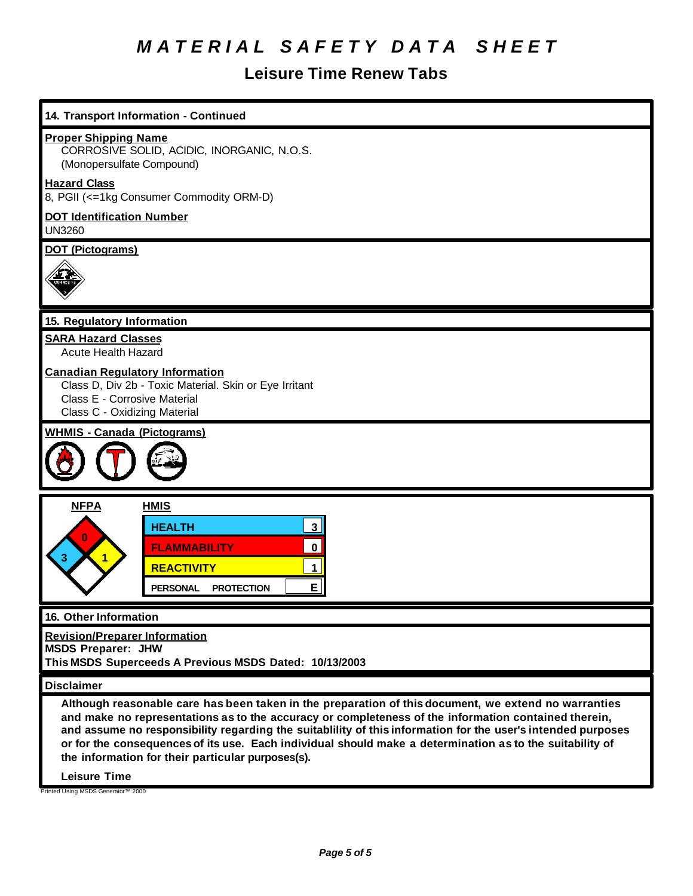# MATERIAL SAFETY DATA SHEET

## Leisure Time Renew Tabs

### 14. Transport Information - Continued

**Proper Shipping Name**

CORROSIVE SOLID, ACIDIC, INORGANIC, N.O.S.
(Monopersulfate Compound)

**Hazard Class**

8, PGII (<=1kg Consumer Commodity ORM-D)

**DOT Identification Number**

UN3260

**DOT (Pictograms)**

### 15. Regulatory Information

**SARA Hazard Classes**

Acute Health Hazard

**Canadian Regulatory Information**

Class D, Div 2b - Toxic Material. Skin or Eye Irritant
Class E - Corrosive Material
Class C - Oxidizing Material

**WHMIS - Canada (Pictograms)**

**NFPA**

- Flammability: 0
- Health: 3
- Reactivity: 1

**HMIS**

| | |
|---|---|
| HEALTH | 3 |
| FLAMMABILITY | 0 |
| REACTIVITY | 1 |
| PERSONAL PROTECTION | E |

### 16. Other Information

**Revision/Preparer Information**

**MSDS Preparer: JHW**

**This MSDS Superceeds A Previous MSDS Dated: 10/13/2003**

### Disclaimer

**Although reasonable care has been taken in the preparation of this document, we extend no warranties and make no representations as to the accuracy or completeness of the information contained therein, and assume no responsibility regarding the suitablility of this information for the user's intended purposes or for the consequences of its use. Each individual should make a determination as to the suitability of the information for their particular purposes(s).**

**Leisure Time**

Printed Using MSDS Generator™ 2000